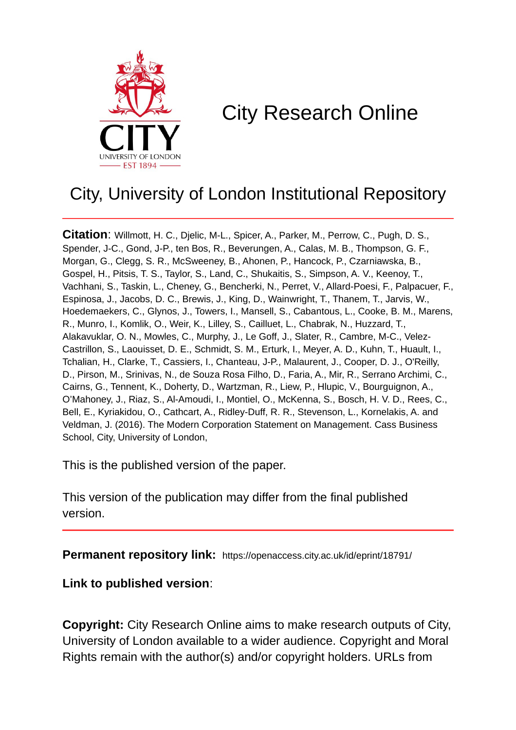# City Research Online

## City, University of London Institutional Repository

**Citation**: Willmott, H. C., Djelic, M-L., Spicer, A., Parker, M., Perrow, C., Pugh, D. S., Spender, J-C., Gond, J-P., ten Bos, R., Beverungen, A., Calas, M. B., Thompson, G. F., Morgan, G., Clegg, S. R., McSweeney, B., Ahonen, P., Hancock, P., Czarniawska, B., Gospel, H., Pitsis, T. S., Taylor, S., Land, C., Shukaitis, S., Simpson, A. V., Keenoy, T., Vachhani, S., Taskin, L., Cheney, G., Bencherki, N., Perret, V., Allard-Poesi, F., Palpacuer, F., Espinosa, J., Jacobs, D. C., Brewis, J., King, D., Wainwright, T., Thanem, T., Jarvis, W., Hoedemaekers, C., Glynos, J., Towers, I., Mansell, S., Cabantous, L., Cooke, B. M., Marens, R., Munro, I., Komlik, O., Weir, K., Lilley, S., Cailluet, L., Chabrak, N., Huzzard, T., Alakavuklar, O. N., Mowles, C., Murphy, J., Le Goff, J., Slater, R., Cambre, M-C., Velez-Castrillon, S., Laouisset, D. E., Schmidt, S. M., Erturk, I., Meyer, A. D., Kuhn, T., Huault, I., Tchalian, H., Clarke, T., Cassiers, I., Chanteau, J-P., Malaurent, J., Cooper, D. J., O'Reilly, D., Pirson, M., Srinivas, N., de Souza Rosa Filho, D., Faria, A., Mir, R., Serrano Archimi, C., Cairns, G., Tennent, K., Doherty, D., Wartzman, R., Liew, P., Hlupic, V., Bourguignon, A., O'Mahoney, J., Riaz, S., Al-Amoudi, I., Montiel, O., McKenna, S., Bosch, H. V. D., Rees, C., Bell, E., Kyriakidou, O., Cathcart, A., Ridley-Duff, R. R., Stevenson, L., Kornelakis, A. and Veldman, J. (2016). The Modern Corporation Statement on Management. Cass Business School, City, University of London,

This is the published version of the paper.

This version of the publication may differ from the final published version.

**Permanent repository link:** https://openaccess.city.ac.uk/id/eprint/18791/

**Link to published version**:

**Copyright:** City Research Online aims to make research outputs of City, University of London available to a wider audience. Copyright and Moral Rights remain with the author(s) and/or copyright holders. URLs from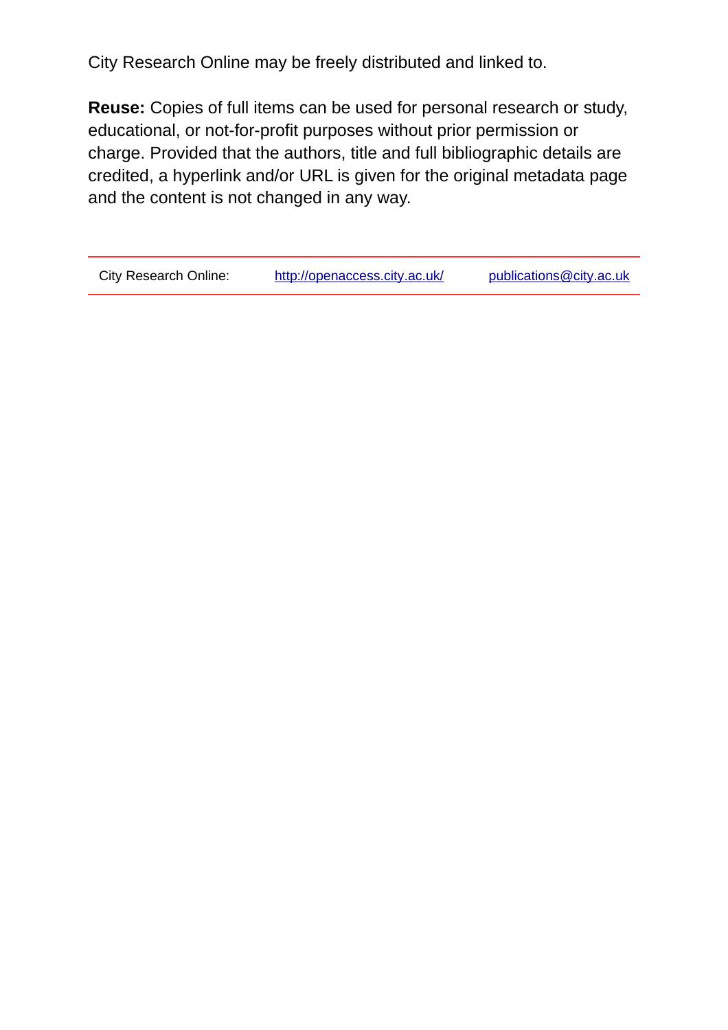City Research Online may be freely distributed and linked to.

**Reuse:** Copies of full items can be used for personal research or study, educational, or not-for-profit purposes without prior permission or charge. Provided that the authors, title and full bibliographic details are credited, a hyperlink and/or URL is given for the original metadata page and the content is not changed in any way.

| City Research Online: | http://openaccess.city.ac.uk/ | publications@city.ac.uk |
|---|---|---|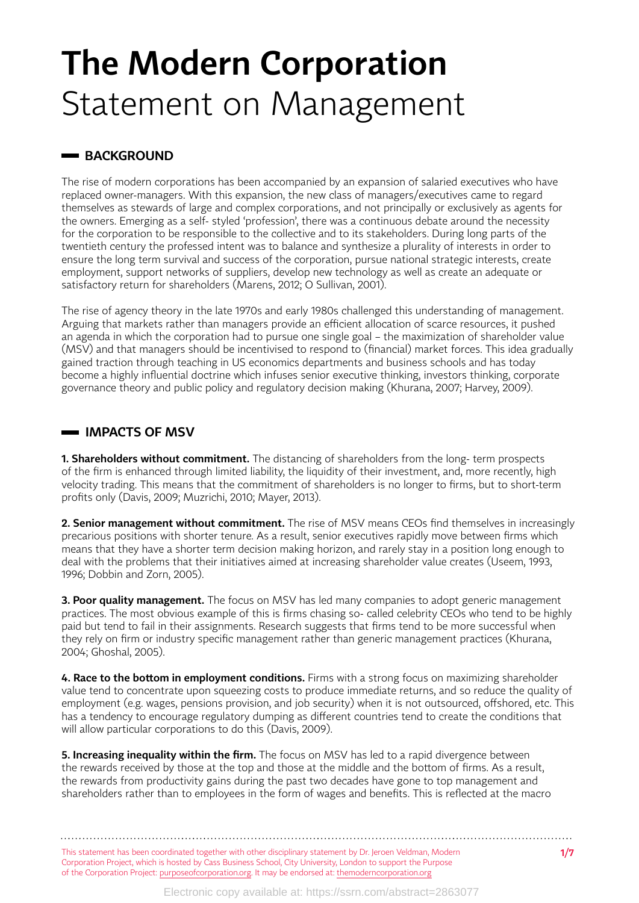# The Modern Corporation
Statement on Management

## BACKGROUND

The rise of modern corporations has been accompanied by an expansion of salaried executives who have replaced owner-managers. With this expansion, the new class of managers/executives came to regard themselves as stewards of large and complex corporations, and not principally or exclusively as agents for the owners. Emerging as a self- styled 'profession', there was a continuous debate around the necessity for the corporation to be responsible to the collective and to its stakeholders. During long parts of the twentieth century the professed intent was to balance and synthesize a plurality of interests in order to ensure the long term survival and success of the corporation, pursue national strategic interests, create employment, support networks of suppliers, develop new technology as well as create an adequate or satisfactory return for shareholders (Marens, 2012; O Sullivan, 2001).

The rise of agency theory in the late 1970s and early 1980s challenged this understanding of management. Arguing that markets rather than managers provide an efficient allocation of scarce resources, it pushed an agenda in which the corporation had to pursue one single goal – the maximization of shareholder value (MSV) and that managers should be incentivised to respond to (financial) market forces. This idea gradually gained traction through teaching in US economics departments and business schools and has today become a highly influential doctrine which infuses senior executive thinking, investors thinking, corporate governance theory and public policy and regulatory decision making (Khurana, 2007; Harvey, 2009).

## IMPACTS OF MSV

**1. Shareholders without commitment.** The distancing of shareholders from the long- term prospects of the firm is enhanced through limited liability, the liquidity of their investment, and, more recently, high velocity trading. This means that the commitment of shareholders is no longer to firms, but to short-term profits only (Davis, 2009; Muzrichi, 2010; Mayer, 2013).

**2. Senior management without commitment.** The rise of MSV means CEOs find themselves in increasingly precarious positions with shorter tenure. As a result, senior executives rapidly move between firms which means that they have a shorter term decision making horizon, and rarely stay in a position long enough to deal with the problems that their initiatives aimed at increasing shareholder value creates (Useem, 1993, 1996; Dobbin and Zorn, 2005).

**3. Poor quality management.** The focus on MSV has led many companies to adopt generic management practices. The most obvious example of this is firms chasing so- called celebrity CEOs who tend to be highly paid but tend to fail in their assignments. Research suggests that firms tend to be more successful when they rely on firm or industry specific management rather than generic management practices (Khurana, 2004; Ghoshal, 2005).

**4. Race to the bottom in employment conditions.** Firms with a strong focus on maximizing shareholder value tend to concentrate upon squeezing costs to produce immediate returns, and so reduce the quality of employment (e.g. wages, pensions provision, and job security) when it is not outsourced, offshored, etc. This has a tendency to encourage regulatory dumping as different countries tend to create the conditions that will allow particular corporations to do this (Davis, 2009).

**5. Increasing inequality within the firm.** The focus on MSV has led to a rapid divergence between the rewards received by those at the top and those at the middle and the bottom of firms. As a result, the rewards from productivity gains during the past two decades have gone to top management and shareholders rather than to employees in the form of wages and benefits. This is reflected at the macro

This statement has been coordinated together with other disciplinary statement by Dr. Jeroen Veldman, Modern Corporation Project, which is hosted by Cass Business School, City University, London to support the Purpose of the Corporation Project: purposeofcorporation.org. It may be endorsed at: themoderncorporation.org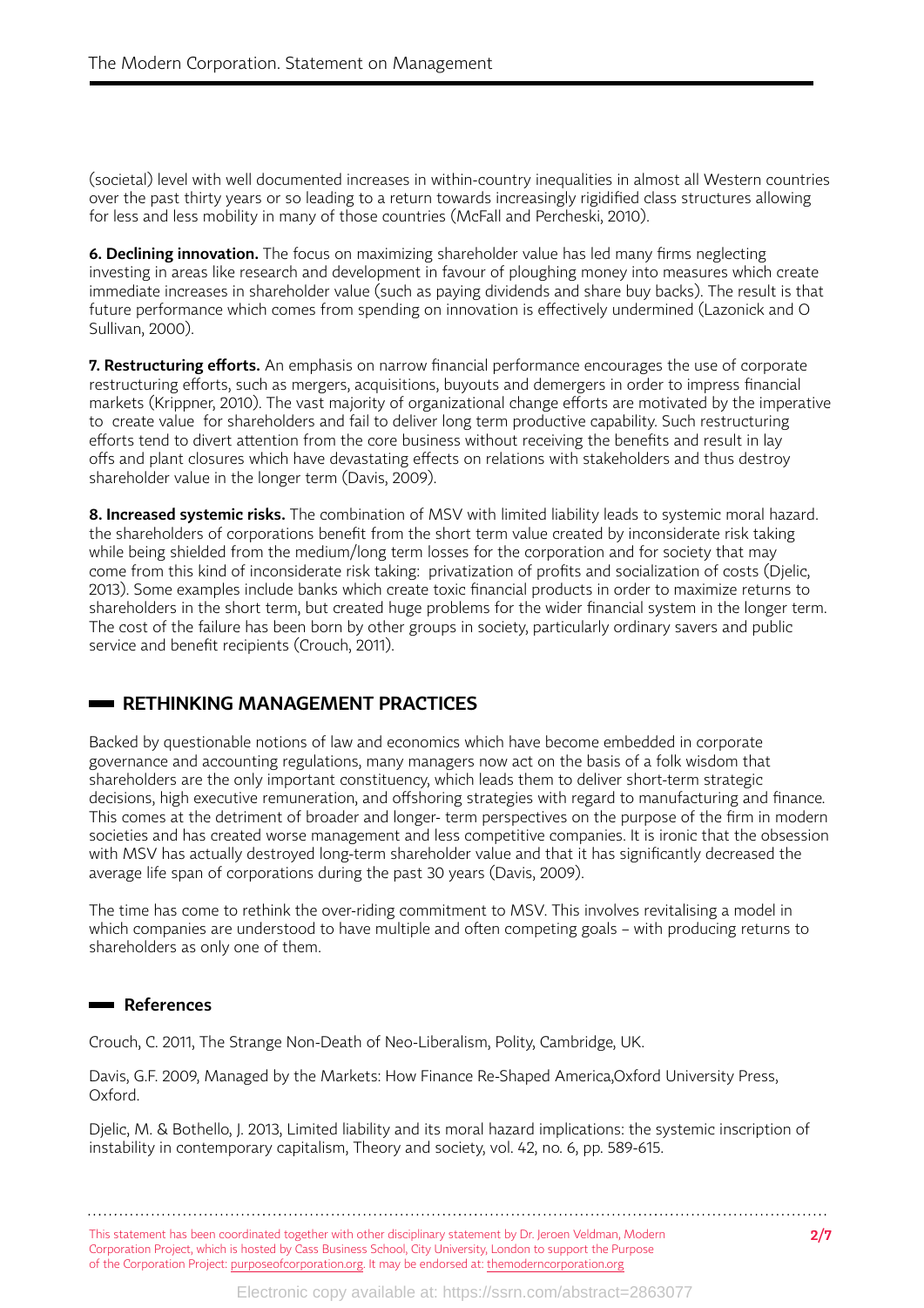(societal) level with well documented increases in within-country inequalities in almost all Western countries over the past thirty years or so leading to a return towards increasingly rigidified class structures allowing for less and less mobility in many of those countries (McFall and Percheski, 2010).

**6. Declining innovation.** The focus on maximizing shareholder value has led many firms neglecting investing in areas like research and development in favour of ploughing money into measures which create immediate increases in shareholder value (such as paying dividends and share buy backs). The result is that future performance which comes from spending on innovation is effectively undermined (Lazonick and O Sullivan, 2000).

**7. Restructuring efforts.** An emphasis on narrow financial performance encourages the use of corporate restructuring efforts, such as mergers, acquisitions, buyouts and demergers in order to impress financial markets (Krippner, 2010). The vast majority of organizational change efforts are motivated by the imperative to create value for shareholders and fail to deliver long term productive capability. Such restructuring efforts tend to divert attention from the core business without receiving the benefits and result in lay offs and plant closures which have devastating effects on relations with stakeholders and thus destroy shareholder value in the longer term (Davis, 2009).

**8. Increased systemic risks.** The combination of MSV with limited liability leads to systemic moral hazard. the shareholders of corporations benefit from the short term value created by inconsiderate risk taking while being shielded from the medium/long term losses for the corporation and for society that may come from this kind of inconsiderate risk taking: privatization of profits and socialization of costs (Djelic, 2013). Some examples include banks which create toxic financial products in order to maximize returns to shareholders in the short term, but created huge problems for the wider financial system in the longer term. The cost of the failure has been born by other groups in society, particularly ordinary savers and public service and benefit recipients (Crouch, 2011).

## RETHINKING MANAGEMENT PRACTICES

Backed by questionable notions of law and economics which have become embedded in corporate governance and accounting regulations, many managers now act on the basis of a folk wisdom that shareholders are the only important constituency, which leads them to deliver short-term strategic decisions, high executive remuneration, and offshoring strategies with regard to manufacturing and finance. This comes at the detriment of broader and longer- term perspectives on the purpose of the firm in modern societies and has created worse management and less competitive companies. It is ironic that the obsession with MSV has actually destroyed long-term shareholder value and that it has significantly decreased the average life span of corporations during the past 30 years (Davis, 2009).

The time has come to rethink the over-riding commitment to MSV. This involves revitalising a model in which companies are understood to have multiple and often competing goals – with producing returns to shareholders as only one of them.

## References

Crouch, C. 2011, The Strange Non-Death of Neo-Liberalism, Polity, Cambridge, UK.

Davis, G.F. 2009, Managed by the Markets: How Finance Re-Shaped America,Oxford University Press, Oxford.

Djelic, M. & Bothello, J. 2013, Limited liability and its moral hazard implications: the systemic inscription of instability in contemporary capitalism, Theory and society, vol. 42, no. 6, pp. 589-615.

This statement has been coordinated together with other disciplinary statement by Dr. Jeroen Veldman, Modern Corporation Project, which is hosted by Cass Business School, City University, London to support the Purpose of the Corporation Project: purposeofcorporation.org. It may be endorsed at: themoderncorporation.org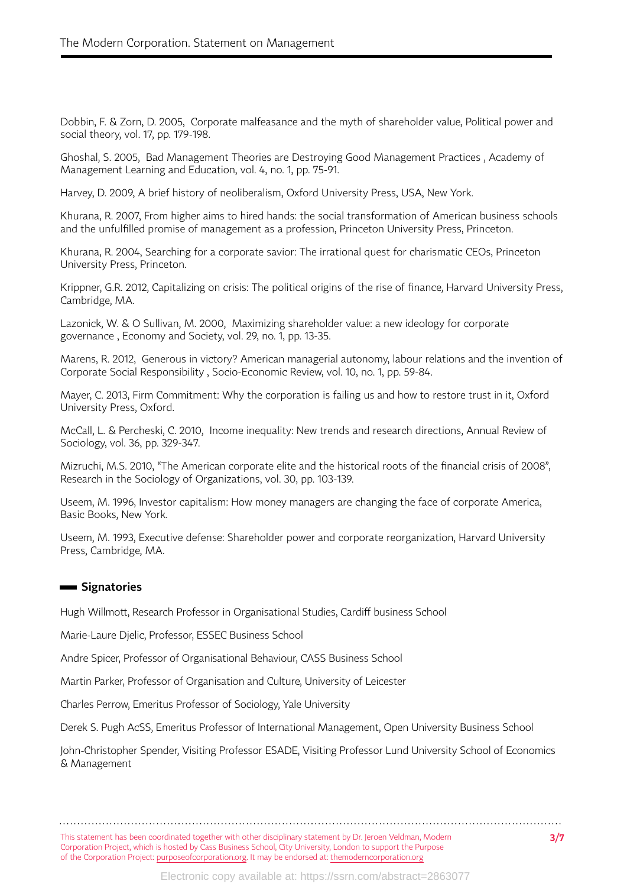Dobbin, F. & Zorn, D. 2005, Corporate malfeasance and the myth of shareholder value, Political power and social theory, vol. 17, pp. 179-198.

Ghoshal, S. 2005, Bad Management Theories are Destroying Good Management Practices , Academy of Management Learning and Education, vol. 4, no. 1, pp. 75-91.

Harvey, D. 2009, A brief history of neoliberalism, Oxford University Press, USA, New York.

Khurana, R. 2007, From higher aims to hired hands: the social transformation of American business schools and the unfulfilled promise of management as a profession, Princeton University Press, Princeton.

Khurana, R. 2004, Searching for a corporate savior: The irrational quest for charismatic CEOs, Princeton University Press, Princeton.

Krippner, G.R. 2012, Capitalizing on crisis: The political origins of the rise of finance, Harvard University Press, Cambridge, MA.

Lazonick, W. & O Sullivan, M. 2000, Maximizing shareholder value: a new ideology for corporate governance , Economy and Society, vol. 29, no. 1, pp. 13-35.

Marens, R. 2012, Generous in victory? American managerial autonomy, labour relations and the invention of Corporate Social Responsibility , Socio-Economic Review, vol. 10, no. 1, pp. 59-84.

Mayer, C. 2013, Firm Commitment: Why the corporation is failing us and how to restore trust in it, Oxford University Press, Oxford.

McCall, L. & Percheski, C. 2010, Income inequality: New trends and research directions, Annual Review of Sociology, vol. 36, pp. 329-347.

Mizruchi, M.S. 2010, "The American corporate elite and the historical roots of the financial crisis of 2008", Research in the Sociology of Organizations, vol. 30, pp. 103-139.

Useem, M. 1996, Investor capitalism: How money managers are changing the face of corporate America, Basic Books, New York.

Useem, M. 1993, Executive defense: Shareholder power and corporate reorganization, Harvard University Press, Cambridge, MA.

## Signatories

Hugh Willmott, Research Professor in Organisational Studies, Cardiff business School

Marie-Laure Djelic, Professor, ESSEC Business School

Andre Spicer, Professor of Organisational Behaviour, CASS Business School

Martin Parker, Professor of Organisation and Culture, University of Leicester

Charles Perrow, Emeritus Professor of Sociology, Yale University

Derek S. Pugh AcSS, Emeritus Professor of International Management, Open University Business School

John-Christopher Spender, Visiting Professor ESADE, Visiting Professor Lund University School of Economics & Management

This statement has been coordinated together with other disciplinary statement by Dr. Jeroen Veldman, Modern Corporation Project, which is hosted by Cass Business School, City University, London to support the Purpose of the Corporation Project: purposeofcorporation.org. It may be endorsed at: themoderncorporation.org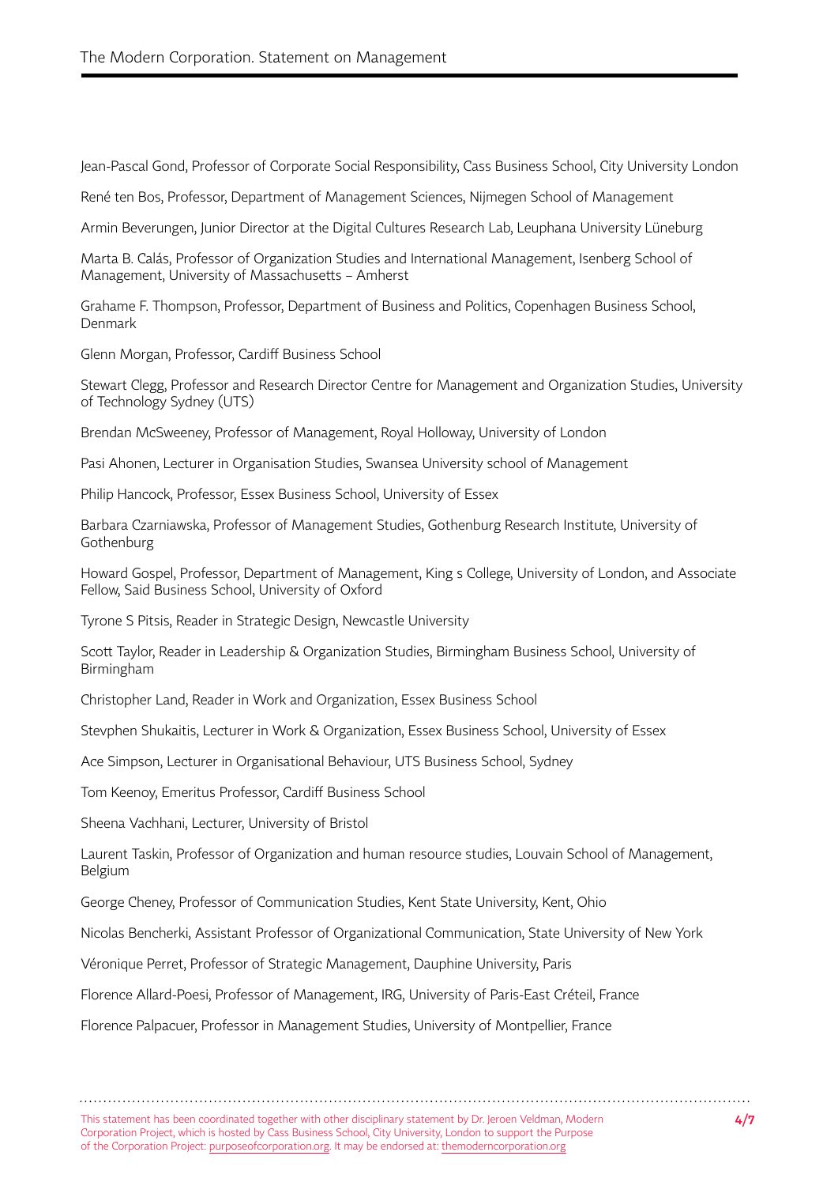Jean-Pascal Gond, Professor of Corporate Social Responsibility, Cass Business School, City University London

René ten Bos, Professor, Department of Management Sciences, Nijmegen School of Management

Armin Beverungen, Junior Director at the Digital Cultures Research Lab, Leuphana University Lüneburg

Marta B. Calás, Professor of Organization Studies and International Management, Isenberg School of Management, University of Massachusetts – Amherst

Grahame F. Thompson, Professor, Department of Business and Politics, Copenhagen Business School, Denmark

Glenn Morgan, Professor, Cardiff Business School

Stewart Clegg, Professor and Research Director Centre for Management and Organization Studies, University of Technology Sydney (UTS)

Brendan McSweeney, Professor of Management, Royal Holloway, University of London

Pasi Ahonen, Lecturer in Organisation Studies, Swansea University school of Management

Philip Hancock, Professor, Essex Business School, University of Essex

Barbara Czarniawska, Professor of Management Studies, Gothenburg Research Institute, University of Gothenburg

Howard Gospel, Professor, Department of Management, King s College, University of London, and Associate Fellow, Said Business School, University of Oxford

Tyrone S Pitsis, Reader in Strategic Design, Newcastle University

Scott Taylor, Reader in Leadership & Organization Studies, Birmingham Business School, University of Birmingham

Christopher Land, Reader in Work and Organization, Essex Business School

Stevphen Shukaitis, Lecturer in Work & Organization, Essex Business School, University of Essex

Ace Simpson, Lecturer in Organisational Behaviour, UTS Business School, Sydney

Tom Keenoy, Emeritus Professor, Cardiff Business School

Sheena Vachhani, Lecturer, University of Bristol

Laurent Taskin, Professor of Organization and human resource studies, Louvain School of Management, Belgium

George Cheney, Professor of Communication Studies, Kent State University, Kent, Ohio

Nicolas Bencherki, Assistant Professor of Organizational Communication, State University of New York

Véronique Perret, Professor of Strategic Management, Dauphine University, Paris

Florence Allard-Poesi, Professor of Management, IRG, University of Paris-East Créteil, France

Florence Palpacuer, Professor in Management Studies, University of Montpellier, France

This statement has been coordinated together with other disciplinary statement by Dr. Jeroen Veldman, Modern Corporation Project, which is hosted by Cass Business School, City University, London to support the Purpose of the Corporation Project: purposeofcorporation.org. It may be endorsed at: themoderncorporation.org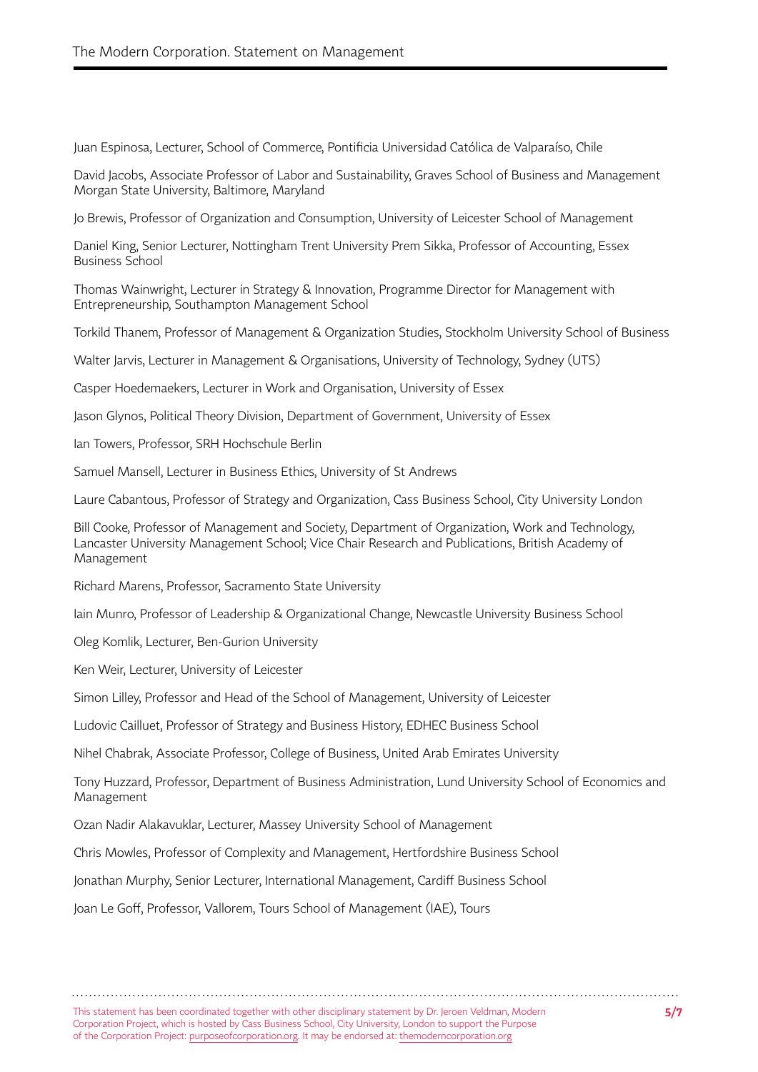Juan Espinosa, Lecturer, School of Commerce, Pontificia Universidad Católica de Valparaíso, Chile

David Jacobs, Associate Professor of Labor and Sustainability, Graves School of Business and Management Morgan State University, Baltimore, Maryland

Jo Brewis, Professor of Organization and Consumption, University of Leicester School of Management

Daniel King, Senior Lecturer, Nottingham Trent University Prem Sikka, Professor of Accounting, Essex Business School

Thomas Wainwright, Lecturer in Strategy & Innovation, Programme Director for Management with Entrepreneurship, Southampton Management School

Torkild Thanem, Professor of Management & Organization Studies, Stockholm University School of Business

Walter Jarvis, Lecturer in Management & Organisations, University of Technology, Sydney (UTS)

Casper Hoedemaekers, Lecturer in Work and Organisation, University of Essex

Jason Glynos, Political Theory Division, Department of Government, University of Essex

Ian Towers, Professor, SRH Hochschule Berlin

Samuel Mansell, Lecturer in Business Ethics, University of St Andrews

Laure Cabantous, Professor of Strategy and Organization, Cass Business School, City University London

Bill Cooke, Professor of Management and Society, Department of Organization, Work and Technology, Lancaster University Management School; Vice Chair Research and Publications, British Academy of Management

Richard Marens, Professor, Sacramento State University

Iain Munro, Professor of Leadership & Organizational Change, Newcastle University Business School

Oleg Komlik, Lecturer, Ben-Gurion University

Ken Weir, Lecturer, University of Leicester

Simon Lilley, Professor and Head of the School of Management, University of Leicester

Ludovic Cailluet, Professor of Strategy and Business History, EDHEC Business School

Nihel Chabrak, Associate Professor, College of Business, United Arab Emirates University

Tony Huzzard, Professor, Department of Business Administration, Lund University School of Economics and Management

Ozan Nadir Alakavuklar, Lecturer, Massey University School of Management

Chris Mowles, Professor of Complexity and Management, Hertfordshire Business School

Jonathan Murphy, Senior Lecturer, International Management, Cardiff Business School

Joan Le Goff, Professor, Vallorem, Tours School of Management (IAE), Tours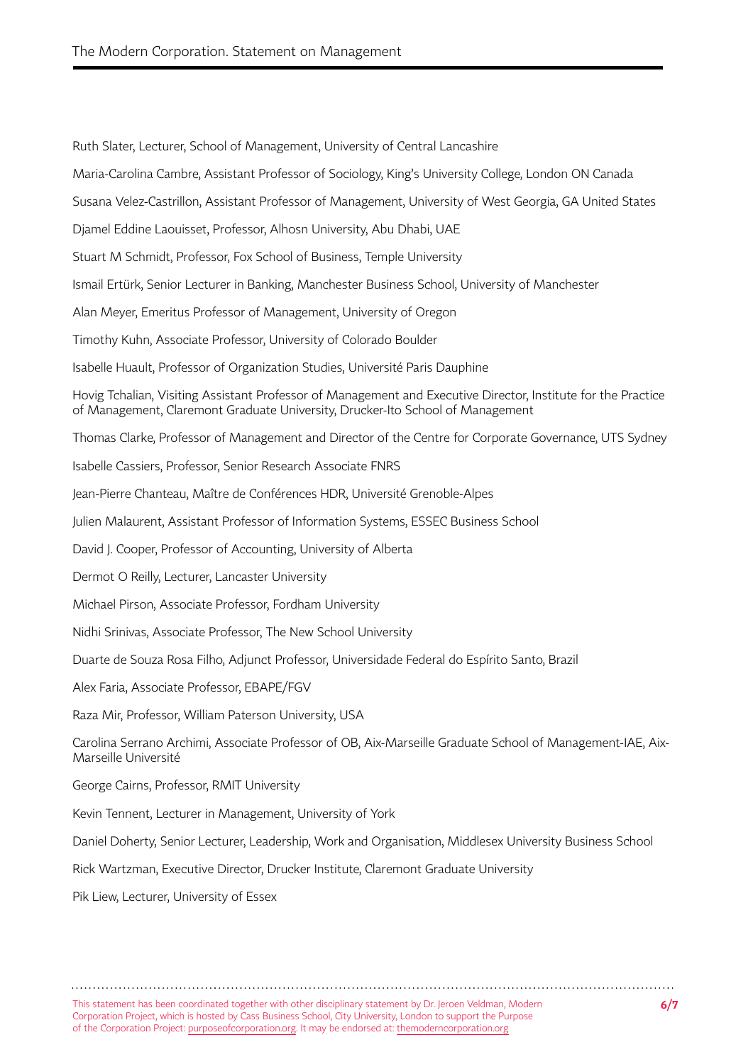Ruth Slater, Lecturer, School of Management, University of Central Lancashire

Maria-Carolina Cambre, Assistant Professor of Sociology, King's University College, London ON Canada

Susana Velez-Castrillon, Assistant Professor of Management, University of West Georgia, GA United States

Djamel Eddine Laouisset, Professor, Alhosn University, Abu Dhabi, UAE

Stuart M Schmidt, Professor, Fox School of Business, Temple University

Ismail Ertürk, Senior Lecturer in Banking, Manchester Business School, University of Manchester

Alan Meyer, Emeritus Professor of Management, University of Oregon

Timothy Kuhn, Associate Professor, University of Colorado Boulder

Isabelle Huault, Professor of Organization Studies, Université Paris Dauphine

Hovig Tchalian, Visiting Assistant Professor of Management and Executive Director, Institute for the Practice of Management, Claremont Graduate University, Drucker-Ito School of Management

Thomas Clarke, Professor of Management and Director of the Centre for Corporate Governance, UTS Sydney

Isabelle Cassiers, Professor, Senior Research Associate FNRS

Jean-Pierre Chanteau, Maître de Conférences HDR, Université Grenoble-Alpes

Julien Malaurent, Assistant Professor of Information Systems, ESSEC Business School

David J. Cooper, Professor of Accounting, University of Alberta

Dermot O Reilly, Lecturer, Lancaster University

Michael Pirson, Associate Professor, Fordham University

Nidhi Srinivas, Associate Professor, The New School University

Duarte de Souza Rosa Filho, Adjunct Professor, Universidade Federal do Espírito Santo, Brazil

Alex Faria, Associate Professor, EBAPE/FGV

Raza Mir, Professor, William Paterson University, USA

Carolina Serrano Archimi, Associate Professor of OB, Aix-Marseille Graduate School of Management-IAE, Aix-Marseille Université

George Cairns, Professor, RMIT University

Kevin Tennent, Lecturer in Management, University of York

Daniel Doherty, Senior Lecturer, Leadership, Work and Organisation, Middlesex University Business School

Rick Wartzman, Executive Director, Drucker Institute, Claremont Graduate University

Pik Liew, Lecturer, University of Essex

This statement has been coordinated together with other disciplinary statement by Dr. Jeroen Veldman, Modern Corporation Project, which is hosted by Cass Business School, City University, London to support the Purpose of the Corporation Project: purposeofcorporation.org. It may be endorsed at: themoderncorporation.org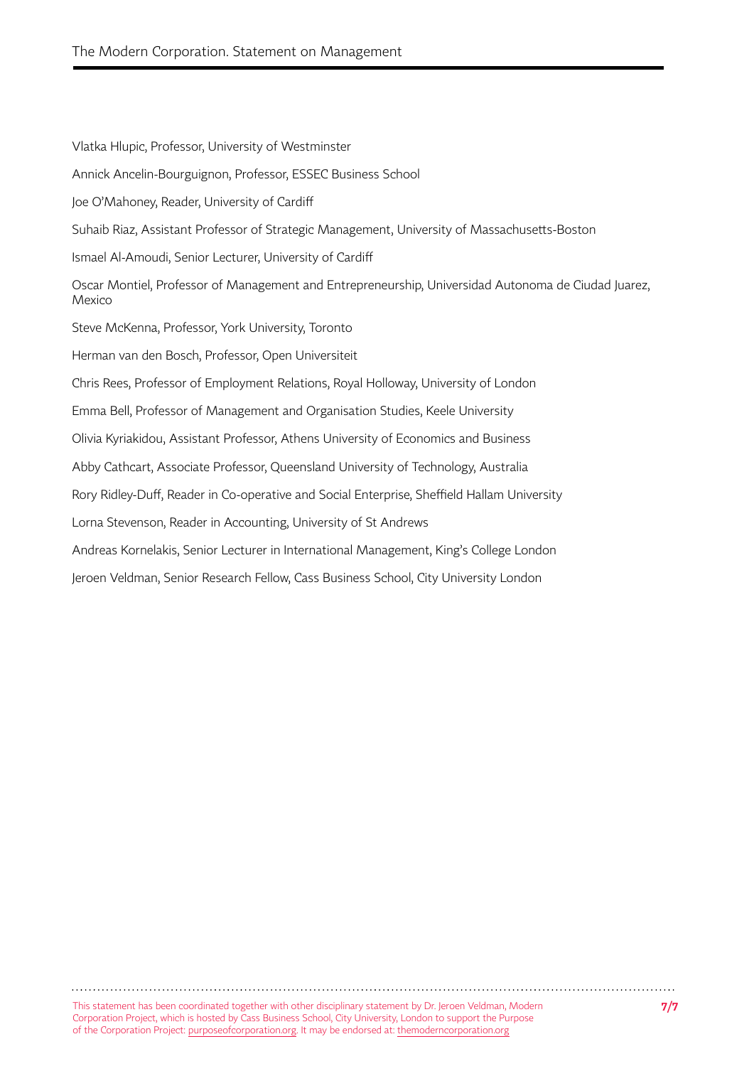Vlatka Hlupic, Professor, University of Westminster

Annick Ancelin-Bourguignon, Professor, ESSEC Business School

Joe O'Mahoney, Reader, University of Cardiff

Suhaib Riaz, Assistant Professor of Strategic Management, University of Massachusetts-Boston

Ismael Al-Amoudi, Senior Lecturer, University of Cardiff

Oscar Montiel, Professor of Management and Entrepreneurship, Universidad Autonoma de Ciudad Juarez, Mexico

Steve McKenna, Professor, York University, Toronto

Herman van den Bosch, Professor, Open Universiteit

Chris Rees, Professor of Employment Relations, Royal Holloway, University of London

Emma Bell, Professor of Management and Organisation Studies, Keele University

Olivia Kyriakidou, Assistant Professor, Athens University of Economics and Business

Abby Cathcart, Associate Professor, Queensland University of Technology, Australia

Rory Ridley-Duff, Reader in Co-operative and Social Enterprise, Sheffield Hallam University

Lorna Stevenson, Reader in Accounting, University of St Andrews

Andreas Kornelakis, Senior Lecturer in International Management, King's College London

Jeroen Veldman, Senior Research Fellow, Cass Business School, City University London

This statement has been coordinated together with other disciplinary statement by Dr. Jeroen Veldman, Modern Corporation Project, which is hosted by Cass Business School, City University, London to support the Purpose of the Corporation Project: purposeofcorporation.org. It may be endorsed at: themoderncorporation.org